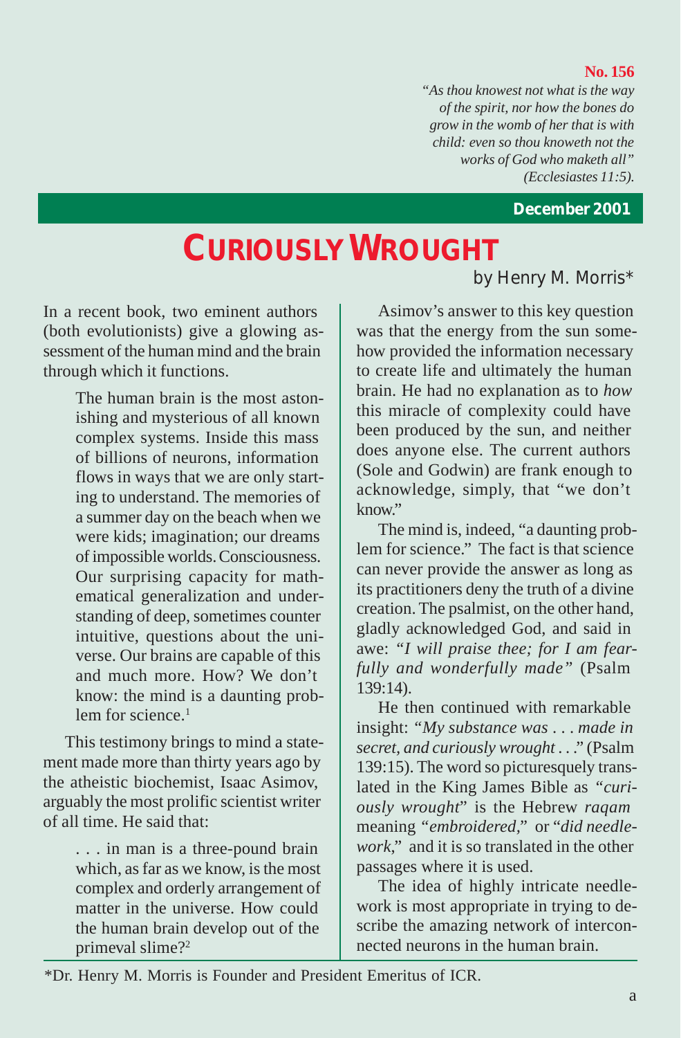**No. 156**

*"As thou knowest not what is the way of the spirit, nor how the bones do grow in the womb of her that is with child: even so thou knoweth not the works of God who maketh all" (Ecclesiastes 11:5).*

**December 2001**

# CURIOUSLY WROUGHT

by Henry M. Morris*

In a recent book, two eminent authors (both evolutionists) give a glowing assessment of the human mind and the brain through which it functions.

> The human brain is the most astonishing and mysterious of all known complex systems. Inside this mass of billions of neurons, information flows in ways that we are only starting to understand. The memories of a summer day on the beach when we were kids; imagination; our dreams of impossible worlds. Consciousness. Our surprising capacity for mathematical generalization and understanding of deep, sometimes counter intuitive, questions about the universe. Our brains are capable of this and much more. How? We don't know: the mind is a daunting problem for science.[1]

This testimony brings to mind a statement made more than thirty years ago by the atheistic biochemist, Isaac Asimov, arguably the most prolific scientist writer of all time. He said that:

> . . . in man is a three-pound brain which, as far as we know, is the most complex and orderly arrangement of matter in the universe. How could the human brain develop out of the primeval slime?[2]

Asimov's answer to this key question was that the energy from the sun somehow provided the information necessary to create life and ultimately the human brain. He had no explanation as to *how* this miracle of complexity could have been produced by the sun, and neither does anyone else. The current authors (Sole and Godwin) are frank enough to acknowledge, simply, that "we don't know."

The mind is, indeed, "a daunting problem for science." The fact is that science can never provide the answer as long as its practitioners deny the truth of a divine creation. The psalmist, on the other hand, gladly acknowledged God, and said in awe: *"I will praise thee; for I am fearfully and wonderfully made"* (Psalm 139:14).

He then continued with remarkable insight: *"My substance was . . . made in secret, and curiously wrought . . ."* (Psalm 139:15). The word so picturesquely translated in the King James Bible as *"curiously wrought"* is the Hebrew *raqam* meaning "*embroidered*," or "*did needlework*," and it is so translated in the other passages where it is used.

The idea of highly intricate needlework is most appropriate in trying to describe the amazing network of interconnected neurons in the human brain.

*Dr. Henry M. Morris is Founder and President Emeritus of ICR.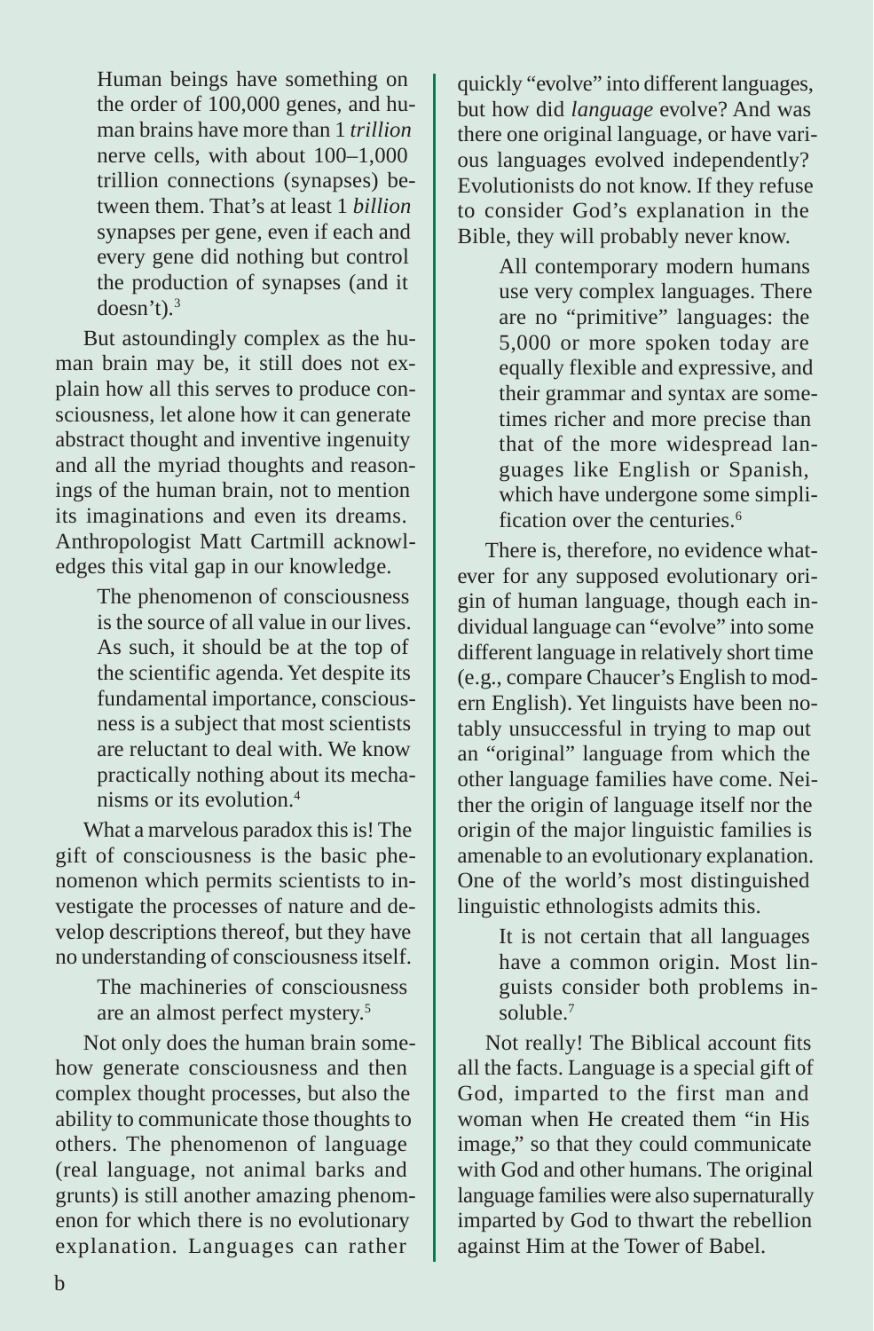> Human beings have something on the order of 100,000 genes, and human brains have more than 1 *trillion* nerve cells, with about 100–1,000 trillion connections (synapses) between them. That's at least 1 *billion* synapses per gene, even if each and every gene did nothing but control the production of synapses (and it doesn't).[3]

But astoundingly complex as the human brain may be, it still does not explain how all this serves to produce consciousness, let alone how it can generate abstract thought and inventive ingenuity and all the myriad thoughts and reasonings of the human brain, not to mention its imaginations and even its dreams. Anthropologist Matt Cartmill acknowledges this vital gap in our knowledge.

> The phenomenon of consciousness is the source of all value in our lives. As such, it should be at the top of the scientific agenda. Yet despite its fundamental importance, consciousness is a subject that most scientists are reluctant to deal with. We know practically nothing about its mechanisms or its evolution.[4]

What a marvelous paradox this is! The gift of consciousness is the basic phenomenon which permits scientists to investigate the processes of nature and develop descriptions thereof, but they have no understanding of consciousness itself.

> The machineries of consciousness are an almost perfect mystery.[5]

Not only does the human brain somehow generate consciousness and then complex thought processes, but also the ability to communicate those thoughts to others. The phenomenon of language (real language, not animal barks and grunts) is still another amazing phenomenon for which there is no evolutionary explanation. Languages can rather quickly "evolve" into different languages, but how did *language* evolve? And was there one original language, or have various languages evolved independently? Evolutionists do not know. If they refuse to consider God's explanation in the Bible, they will probably never know.

> All contemporary modern humans use very complex languages. There are no "primitive" languages: the 5,000 or more spoken today are equally flexible and expressive, and their grammar and syntax are sometimes richer and more precise than that of the more widespread languages like English or Spanish, which have undergone some simplification over the centuries.[6]

There is, therefore, no evidence whatever for any supposed evolutionary origin of human language, though each individual language can "evolve" into some different language in relatively short time (e.g., compare Chaucer's English to modern English). Yet linguists have been notably unsuccessful in trying to map out an "original" language from which the other language families have come. Neither the origin of language itself nor the origin of the major linguistic families is amenable to an evolutionary explanation. One of the world's most distinguished linguistic ethnologists admits this.

> It is not certain that all languages have a common origin. Most linguists consider both problems insoluble.[7]

Not really! The Biblical account fits all the facts. Language is a special gift of God, imparted to the first man and woman when He created them "in His image," so that they could communicate with God and other humans. The original language families were also supernaturally imparted by God to thwart the rebellion against Him at the Tower of Babel.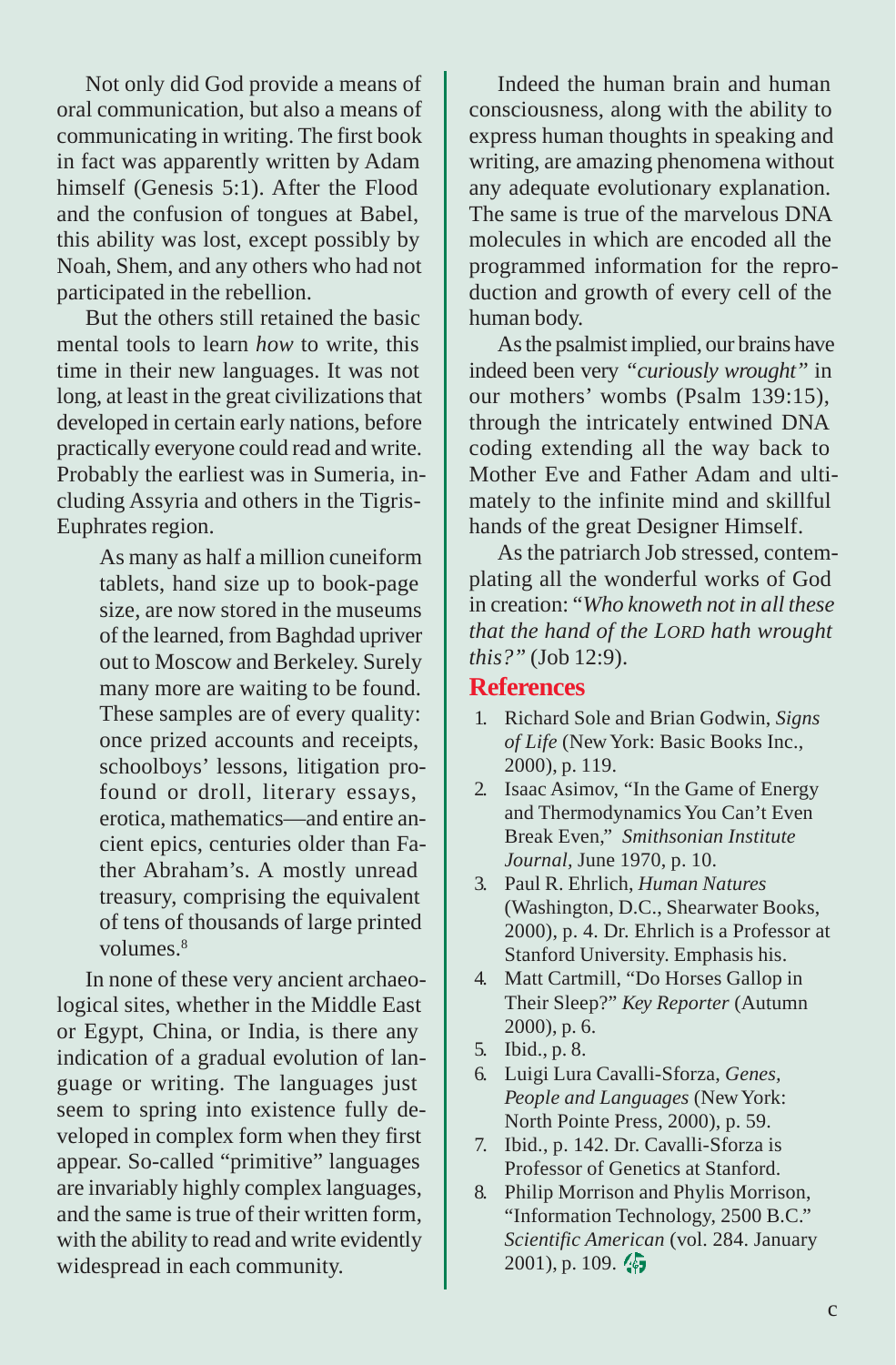Not only did God provide a means of oral communication, but also a means of communicating in writing. The first book in fact was apparently written by Adam himself (Genesis 5:1). After the Flood and the confusion of tongues at Babel, this ability was lost, except possibly by Noah, Shem, and any others who had not participated in the rebellion.

But the others still retained the basic mental tools to learn *how* to write, this time in their new languages. It was not long, at least in the great civilizations that developed in certain early nations, before practically everyone could read and write. Probably the earliest was in Sumeria, including Assyria and others in the Tigris-Euphrates region.

> As many as half a million cuneiform tablets, hand size up to book-page size, are now stored in the museums of the learned, from Baghdad upriver out to Moscow and Berkeley. Surely many more are waiting to be found. These samples are of every quality: once prized accounts and receipts, schoolboys' lessons, litigation profound or droll, literary essays, erotica, mathematics—and entire ancient epics, centuries older than Father Abraham's. A mostly unread treasury, comprising the equivalent of tens of thousands of large printed volumes.[8]

In none of these very ancient archaeological sites, whether in the Middle East or Egypt, China, or India, is there any indication of a gradual evolution of language or writing. The languages just seem to spring into existence fully developed in complex form when they first appear. So-called "primitive" languages are invariably highly complex languages, and the same is true of their written form, with the ability to read and write evidently widespread in each community.

Indeed the human brain and human consciousness, along with the ability to express human thoughts in speaking and writing, are amazing phenomena without any adequate evolutionary explanation. The same is true of the marvelous DNA molecules in which are encoded all the programmed information for the reproduction and growth of every cell of the human body.

As the psalmist implied, our brains have indeed been very *"curiously wrought"* in our mothers' wombs (Psalm 139:15), through the intricately entwined DNA coding extending all the way back to Mother Eve and Father Adam and ultimately to the infinite mind and skillful hands of the great Designer Himself.

As the patriarch Job stressed, contemplating all the wonderful works of God in creation: "*Who knoweth not in all these that the hand of the LORD hath wrought this?"* (Job 12:9).

## References

1. Richard Sole and Brian Godwin, *Signs of Life* (New York: Basic Books Inc., 2000), p. 119.
2. Isaac Asimov, "In the Game of Energy and Thermodynamics You Can't Even Break Even," *Smithsonian Institute Journal*, June 1970, p. 10.
3. Paul R. Ehrlich, *Human Natures* (Washington, D.C., Shearwater Books, 2000), p. 4. Dr. Ehrlich is a Professor at Stanford University. Emphasis his.
4. Matt Cartmill, "Do Horses Gallop in Their Sleep?" *Key Reporter* (Autumn 2000), p. 6.
5. Ibid., p. 8.
6. Luigi Lura Cavalli-Sforza, *Genes, People and Languages* (New York: North Pointe Press, 2000), p. 59.
7. Ibid., p. 142. Dr. Cavalli-Sforza is Professor of Genetics at Stanford.
8. Philip Morrison and Phylis Morrison, "Information Technology, 2500 B.C." *Scientific American* (vol. 284. January 2001), p. 109.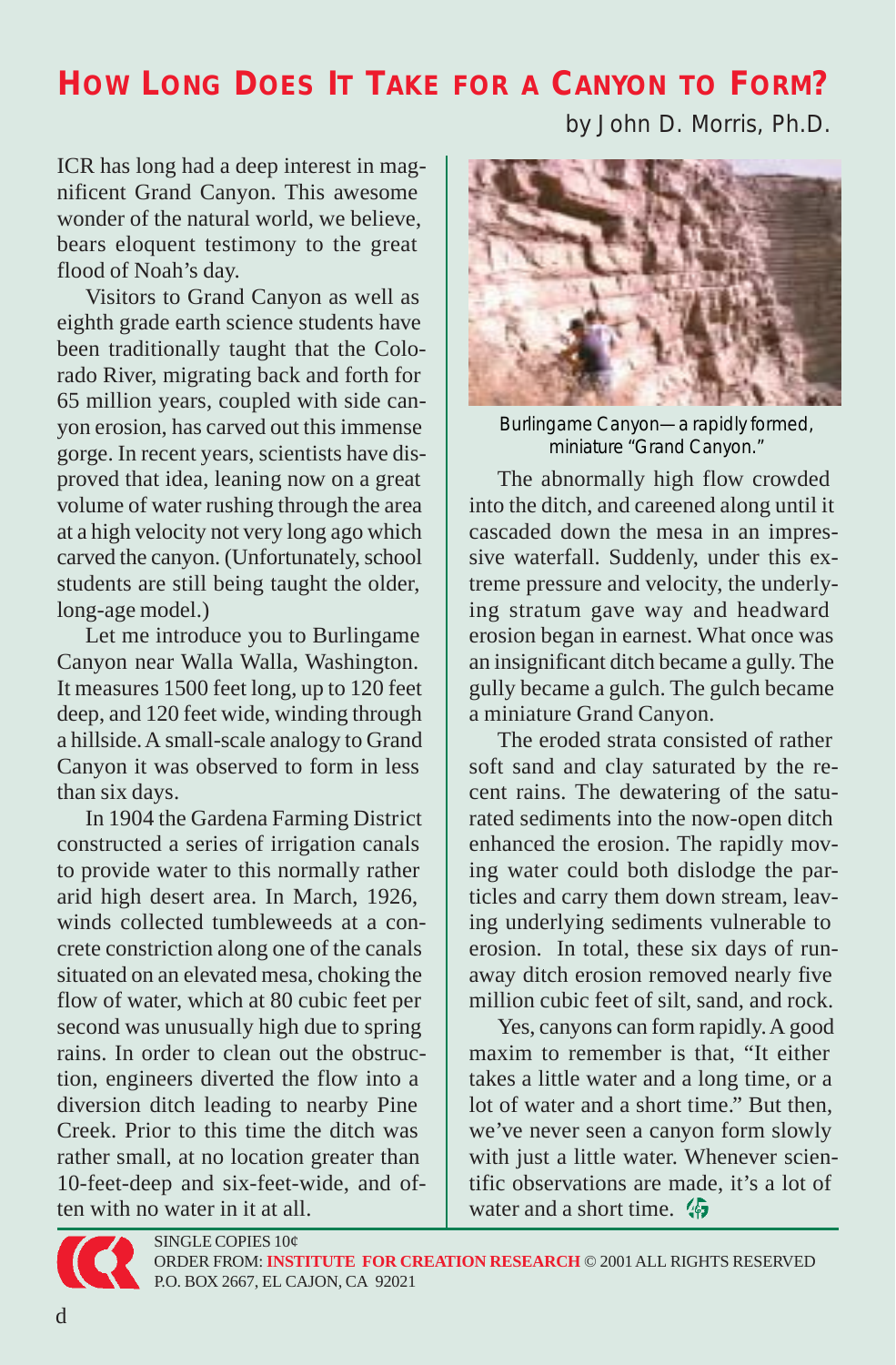# HOW LONG DOES IT TAKE FOR A CANYON TO FORM?

by John D. Morris, Ph.D.

ICR has long had a deep interest in magnificent Grand Canyon. This awesome wonder of the natural world, we believe, bears eloquent testimony to the great flood of Noah's day.

Visitors to Grand Canyon as well as eighth grade earth science students have been traditionally taught that the Colorado River, migrating back and forth for 65 million years, coupled with side canyon erosion, has carved out this immense gorge. In recent years, scientists have disproved that idea, leaning now on a great volume of water rushing through the area at a high velocity not very long ago which carved the canyon. (Unfortunately, school students are still being taught the older, long-age model.)

Let me introduce you to Burlingame Canyon near Walla Walla, Washington. It measures 1500 feet long, up to 120 feet deep, and 120 feet wide, winding through a hillside. A small-scale analogy to Grand Canyon it was observed to form in less than six days.

In 1904 the Gardena Farming District constructed a series of irrigation canals to provide water to this normally rather arid high desert area. In March, 1926, winds collected tumbleweeds at a concrete constriction along one of the canals situated on an elevated mesa, choking the flow of water, which at 80 cubic feet per second was unusually high due to spring rains. In order to clean out the obstruction, engineers diverted the flow into a diversion ditch leading to nearby Pine Creek. Prior to this time the ditch was rather small, at no location greater than 10-feet-deep and six-feet-wide, and often with no water in it at all.

Burlingame Canyon—a rapidly formed, miniature "Grand Canyon."

The abnormally high flow crowded into the ditch, and careened along until it cascaded down the mesa in an impressive waterfall. Suddenly, under this extreme pressure and velocity, the underlying stratum gave way and headward erosion began in earnest. What once was an insignificant ditch became a gully. The gully became a gulch. The gulch became a miniature Grand Canyon.

The eroded strata consisted of rather soft sand and clay saturated by the recent rains. The dewatering of the saturated sediments into the now-open ditch enhanced the erosion. The rapidly moving water could both dislodge the particles and carry them down stream, leaving underlying sediments vulnerable to erosion. In total, these six days of runaway ditch erosion removed nearly five million cubic feet of silt, sand, and rock.

Yes, canyons can form rapidly. A good maxim to remember is that, "It either takes a little water and a long time, or a lot of water and a short time." But then, we've never seen a canyon form slowly with just a little water. Whenever scientific observations are made, it's a lot of water and a short time.

SINGLE COPIES 10¢
ORDER FROM: **INSTITUTE FOR CREATION RESEARCH** © 2001 ALL RIGHTS RESERVED
P.O. BOX 2667, EL CAJON, CA 92021